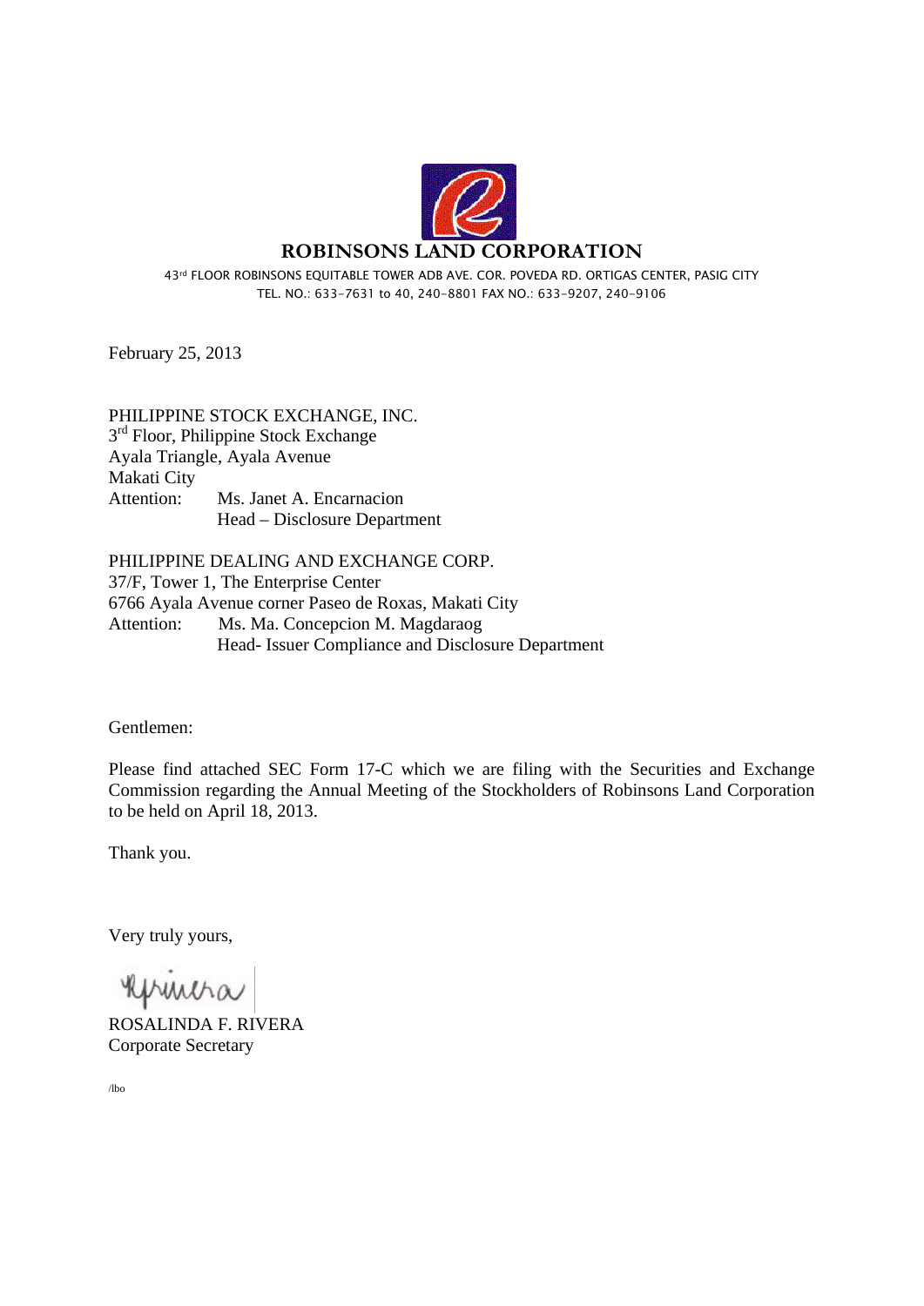# ROBINSONS LAND CORPORATION

43rd FLOOR ROBINSONS EQUITABLE TOWER ADB AVE. COR. POVEDA RD. ORTIGAS CENTER, PASIG CITY
TEL. NO.: 633-7631 to 40, 240-8801 FAX NO.: 633-9207, 240-9106

February 25, 2013

PHILIPPINE STOCK EXCHANGE, INC.
3rd Floor, Philippine Stock Exchange
Ayala Triangle, Ayala Avenue
Makati City
Attention: Ms. Janet A. Encarnacion
Head – Disclosure Department

PHILIPPINE DEALING AND EXCHANGE CORP.
37/F, Tower 1, The Enterprise Center
6766 Ayala Avenue corner Paseo de Roxas, Makati City
Attention: Ms. Ma. Concepcion M. Magdaraog
Head- Issuer Compliance and Disclosure Department

Gentlemen:

Please find attached SEC Form 17-C which we are filing with the Securities and Exchange Commission regarding the Annual Meeting of the Stockholders of Robinsons Land Corporation to be held on April 18, 2013.

Thank you.

Very truly yours,

ROSALINDA F. RIVERA
Corporate Secretary

/lbo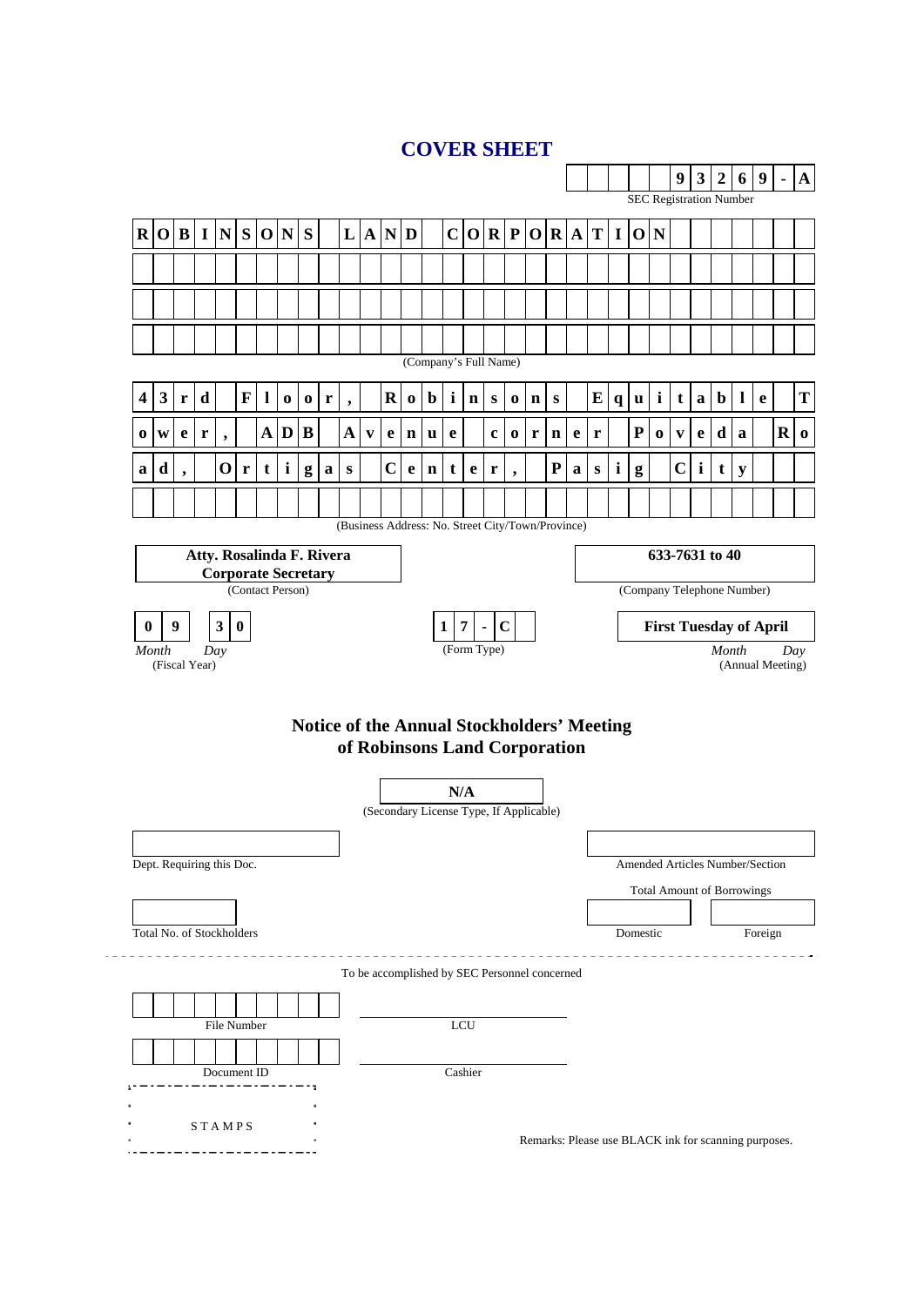# COVER SHEET

**9 3 2 6 9 - A**

SEC Registration Number

**ROBINSONS LAND CORPORATION**

(Company's Full Name)

**43rd Floor, Robinsons Equitable Tower, ADB Avenue corner Poveda Road, Ortigas Center, Pasig City**

(Business Address: No. Street City/Town/Province)

| **Atty. Rosalinda F. Rivera Corporate Secretary** | **633-7631 to 40** |
|---|---|
| (Contact Person) | (Company Telephone Number) |

| **0 9** | **3 0** | **1 7 - C** | **First Tuesday of April** |
|---|---|---|---|
| *Month* | *Day* | (Form Type) | *Month* *Day* |
| (Fiscal Year) | | | (Annual Meeting) |

## Notice of the Annual Stockholders' Meeting of Robinsons Land Corporation

**N/A**

(Secondary License Type, If Applicable)

Dept. Requiring this Doc.

Amended Articles Number/Section

Total Amount of Borrowings

Total No. of Stockholders

Domestic

Foreign

To be accomplished by SEC Personnel concerned

File Number

LCU

Document ID

Cashier

STAMPS

Remarks: Please use BLACK ink for scanning purposes.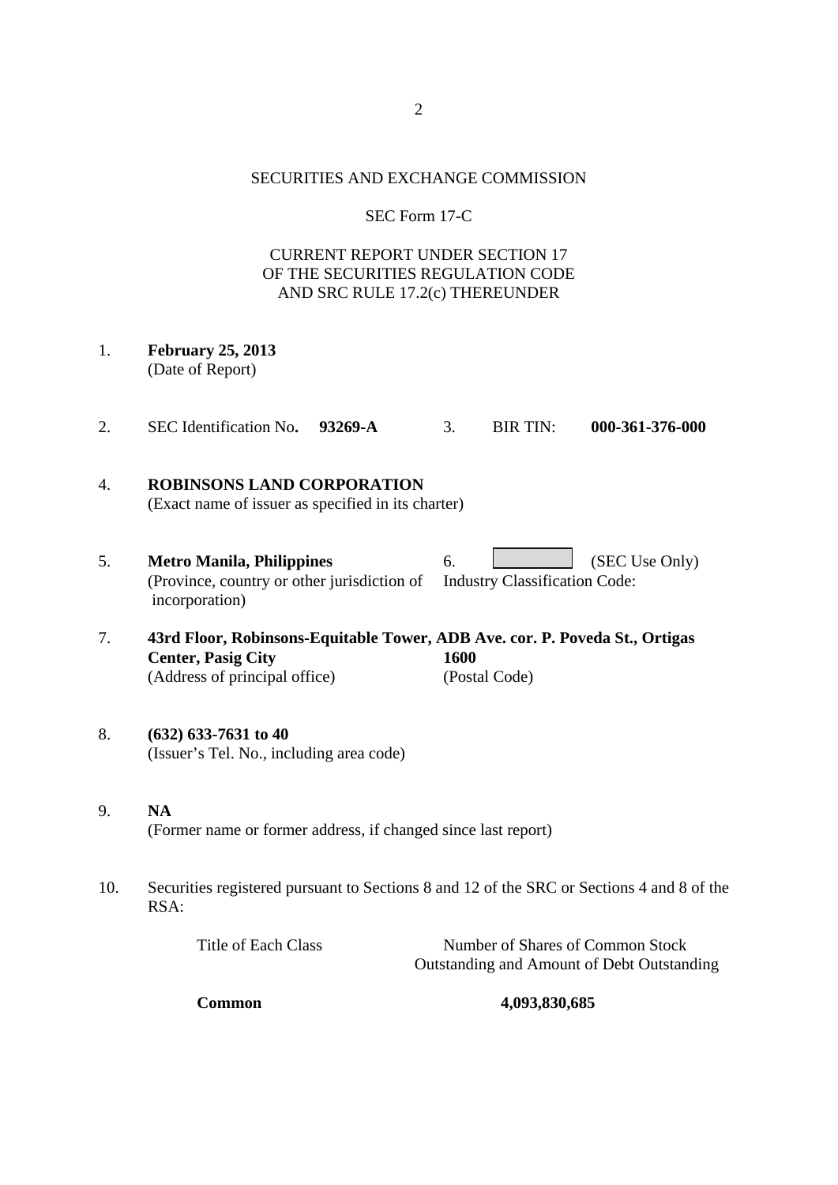SECURITIES AND EXCHANGE COMMISSION

SEC Form 17-C

CURRENT REPORT UNDER SECTION 17
OF THE SECURITIES REGULATION CODE
AND SRC RULE 17.2(c) THEREUNDER

1. **February 25, 2013**
   (Date of Report)

2. SEC Identification No. **93269-A** 3. BIR TIN: **000-361-376-000**

4. **ROBINSONS LAND CORPORATION**
   (Exact name of issuer as specified in its charter)

5. **Metro Manila, Philippines**
   (Province, country or other jurisdiction of incorporation)

6. (SEC Use Only)
   Industry Classification Code:

7. **43rd Floor, Robinsons-Equitable Tower, ADB Ave. cor. P. Poveda St., Ortigas Center, Pasig City** **1600**
   (Address of principal office) (Postal Code)

8. **(632) 633-7631 to 40**
   (Issuer's Tel. No., including area code)

9. **NA**
   (Former name or former address, if changed since last report)

10. Securities registered pursuant to Sections 8 and 12 of the SRC or Sections 4 and 8 of the RSA:

| Title of Each Class | Number of Shares of Common Stock Outstanding and Amount of Debt Outstanding |
| --- | --- |
| **Common** | **4,093,830,685** |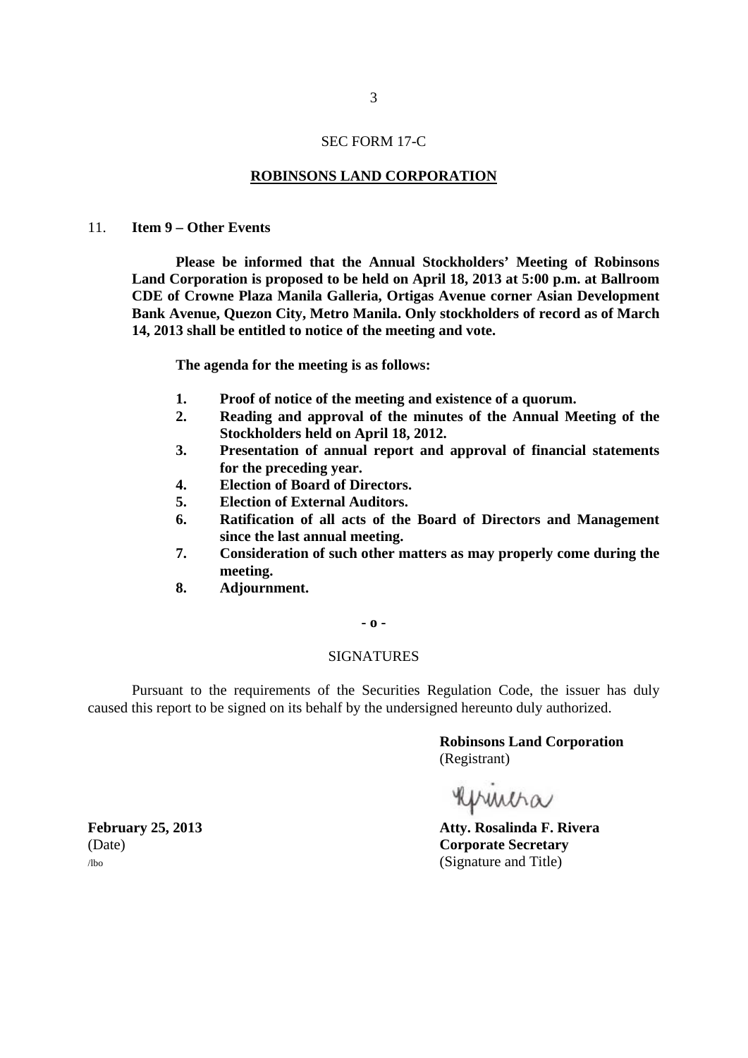SEC FORM 17-C

**ROBINSONS LAND CORPORATION**

11. **Item 9 – Other Events**

**Please be informed that the Annual Stockholders' Meeting of Robinsons Land Corporation is proposed to be held on April 18, 2013 at 5:00 p.m. at Ballroom CDE of Crowne Plaza Manila Galleria, Ortigas Avenue corner Asian Development Bank Avenue, Quezon City, Metro Manila. Only stockholders of record as of March 14, 2013 shall be entitled to notice of the meeting and vote.**

**The agenda for the meeting is as follows:**

1. **Proof of notice of the meeting and existence of a quorum.**
2. **Reading and approval of the minutes of the Annual Meeting of the Stockholders held on April 18, 2012.**
3. **Presentation of annual report and approval of financial statements for the preceding year.**
4. **Election of Board of Directors.**
5. **Election of External Auditors.**
6. **Ratification of all acts of the Board of Directors and Management since the last annual meeting.**
7. **Consideration of such other matters as may properly come during the meeting.**
8. **Adjournment.**

**- o -**

SIGNATURES

Pursuant to the requirements of the Securities Regulation Code, the issuer has duly caused this report to be signed on its behalf by the undersigned hereunto duly authorized.

**Robinsons Land Corporation**
(Registrant)

**February 25, 2013**
(Date)
/lbo

**Atty. Rosalinda F. Rivera**
**Corporate Secretary**
(Signature and Title)